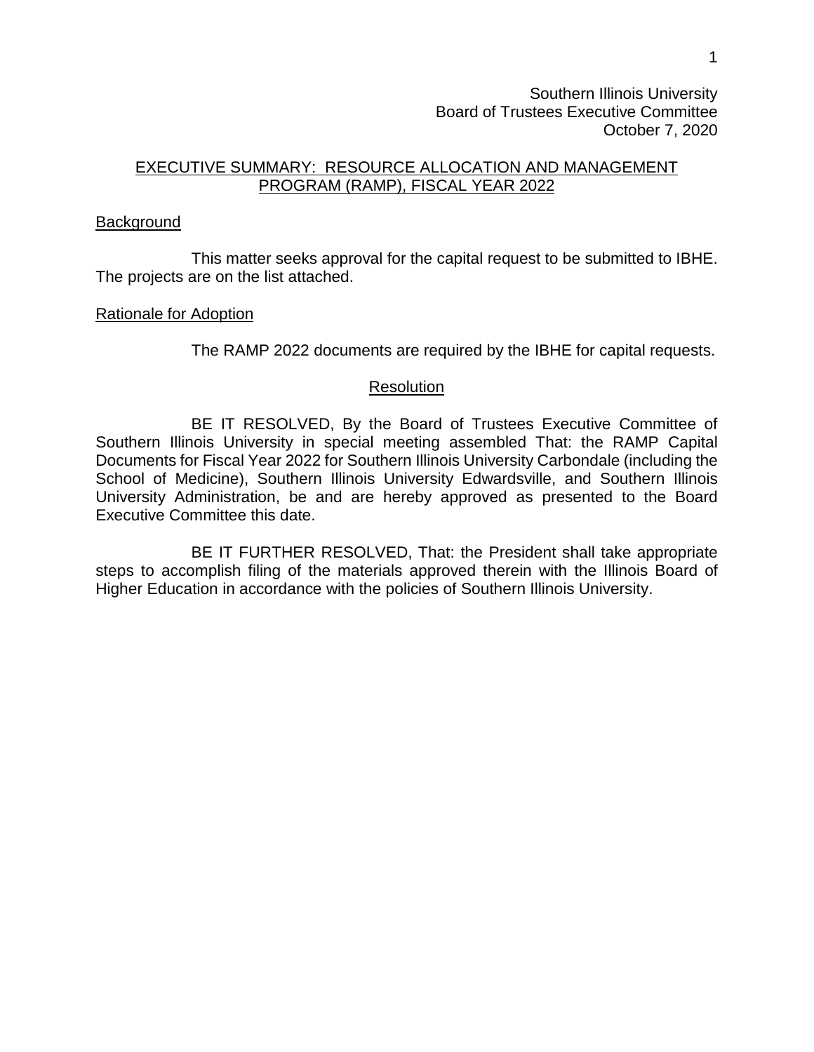Southern Illinois University
Board of Trustees Executive Committee
October 7, 2020

## EXECUTIVE SUMMARY: RESOURCE ALLOCATION AND MANAGEMENT PROGRAM (RAMP), FISCAL YEAR 2022

### Background

This matter seeks approval for the capital request to be submitted to IBHE. The projects are on the list attached.

### Rationale for Adoption

The RAMP 2022 documents are required by the IBHE for capital requests.

### Resolution

BE IT RESOLVED, By the Board of Trustees Executive Committee of Southern Illinois University in special meeting assembled That: the RAMP Capital Documents for Fiscal Year 2022 for Southern Illinois University Carbondale (including the School of Medicine), Southern Illinois University Edwardsville, and Southern Illinois University Administration, be and are hereby approved as presented to the Board Executive Committee this date.

BE IT FURTHER RESOLVED, That: the President shall take appropriate steps to accomplish filing of the materials approved therein with the Illinois Board of Higher Education in accordance with the policies of Southern Illinois University.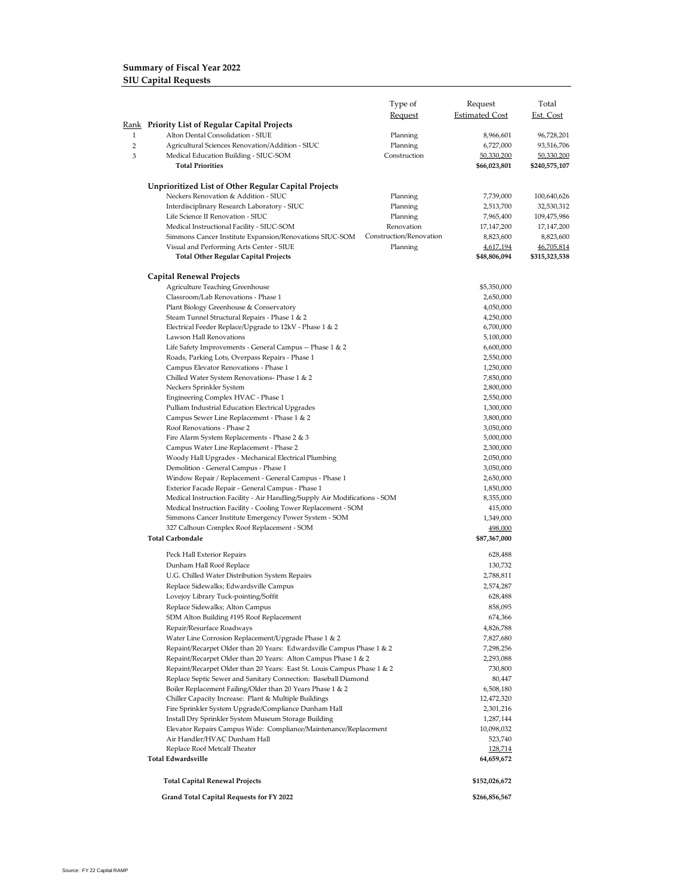**Summary of Fiscal Year 2022**
**SIU Capital Requests**

| Rank | | Type of Request | Request Estimated Cost | Total Est. Cost |
|---|---|---|---|---|
| | **Priority List of Regular Capital Projects** | | | |
| 1 | Alton Dental Consolidation - SIUE | Planning | 8,966,601 | 96,728,201 |
| 2 | Agricultural Sciences Renovation/Addition - SIUC | Planning | 6,727,000 | 93,516,706 |
| 3 | Medical Education Building - SIUC-SOM | Construction | 50,330,200 | 50,330,200 |
| | **Total Priorities** | | **$66,023,801** | **$240,575,107** |
| | | | | |
| | **Unprioritized List of Other Regular Capital Projects** | | | |
| | Neckers Renovation & Addition - SIUC | Planning | 7,739,000 | 100,640,626 |
| | Interdisciplinary Research Laboratory - SIUC | Planning | 2,513,700 | 32,530,312 |
| | Life Science II Renovation - SIUC | Planning | 7,965,400 | 109,475,986 |
| | Medical Instructional Facility - SIUC-SOM | Renovation | 17,147,200 | 17,147,200 |
| | Simmons Cancer Institute Expansion/Renovations SIUC-SOM | Construction/Renovation | 8,823,600 | 8,823,600 |
| | Visual and Performing Arts Center - SIUE | Planning | 4,617,194 | 46,705,814 |
| | **Total Other Regular Capital Projects** | | **$48,806,094** | **$315,323,538** |
| | | | | |
| | **Capital Renewal Projects** | | | |
| | Agriculture Teaching Greenhouse | | $5,350,000 | |
| | Classroom/Lab Renovations - Phase 1 | | 2,650,000 | |
| | Plant Biology Greenhouse & Conservatory | | 4,050,000 | |
| | Steam Tunnel Structural Repairs - Phase 1 & 2 | | 4,250,000 | |
| | Electrical Feeder Replace/Upgrade to 12kV - Phase 1 & 2 | | 6,700,000 | |
| | Lawson Hall Renovations | | 5,100,000 | |
| | Life Safety Improvements - General Campus -- Phase 1 & 2 | | 6,600,000 | |
| | Roads, Parking Lots, Overpass Repairs - Phase 1 | | 2,550,000 | |
| | Campus Elevator Renovations - Phase 1 | | 1,250,000 | |
| | Chilled Water System Renovations- Phase 1 & 2 | | 7,850,000 | |
| | Neckers Sprinkler System | | 2,800,000 | |
| | Engineering Complex HVAC - Phase 1 | | 2,550,000 | |
| | Pulliam Industrial Education Electrical Upgrades | | 1,300,000 | |
| | Campus Sewer Line Replacement - Phase 1 & 2 | | 3,800,000 | |
| | Roof Renovations - Phase 2 | | 3,050,000 | |
| | Fire Alarm System Replacements - Phase 2 & 3 | | 5,000,000 | |
| | Campus Water Line Replacement - Phase 2 | | 2,300,000 | |
| | Woody Hall Upgrades - Mechanical Electrical Plumbing | | 2,050,000 | |
| | Demolition - General Campus - Phase 1 | | 3,050,000 | |
| | Window Repair / Replacement - General Campus - Phase 1 | | 2,650,000 | |
| | Exterior Facade Repair - General Campus - Phase 1 | | 1,850,000 | |
| | Medical Instruction Facility - Air Handling/Supply Air Modifications - SOM | | 8,355,000 | |
| | Medical Instruction Facility - Cooling Tower Replacement - SOM | | 415,000 | |
| | Simmons Cancer Institute Emergency Power System - SOM | | 1,349,000 | |
| | 327 Calhoun Complex Roof Replacement - SOM | | 498,000 | |
| | **Total Carbondale** | | **$87,367,000** | |
| | | | | |
| | Peck Hall Exterior Repairs | | 628,488 | |
| | Dunham Hall Roof Replace | | 130,732 | |
| | U.G. Chilled Water Distribution System Repairs | | 2,788,811 | |
| | Replace Sidewalks; Edwardsville Campus | | 2,574,287 | |
| | Lovejoy Library Tuck-pointing/Soffit | | 628,488 | |
| | Replace Sidewalks; Alton Campus | | 858,095 | |
| | SDM Alton Building #195 Roof Replacement | | 674,366 | |
| | Repair/Resurface Roadways | | 4,826,788 | |
| | Water Line Corrosion Replacement/Upgrade Phase 1 & 2 | | 7,827,680 | |
| | Repaint/Recarpet Older than 20 Years: Edwardsville Campus Phase 1 & 2 | | 7,298,256 | |
| | Repaint/Recarpet Older than 20 Years: Alton Campus Phase 1 & 2 | | 2,293,088 | |
| | Repaint/Recarpet Older than 20 Years: East St. Louis Campus Phase 1 & 2 | | 730,800 | |
| | Replace Septic Sewer and Sanitary Connection: Baseball Diamond | | 80,447 | |
| | Boiler Replacement Failing/Older than 20 Years Phase 1 & 2 | | 6,508,180 | |
| | Chiller Capacity Increase: Plant & Multiple Buildings | | 12,472,320 | |
| | Fire Sprinkler System Upgrade/Compliance Dunham Hall | | 2,301,216 | |
| | Install Dry Sprinkler System Museum Storage Building | | 1,287,144 | |
| | Elevator Repairs Campus Wide: Compliance/Maintenance/Replacement | | 10,098,032 | |
| | Air Handler/HVAC Dunham Hall | | 523,740 | |
| | Replace Roof Metcalf Theater | | 128,714 | |
| | **Total Edwardsville** | | **64,659,672** | |
| | | | | |
| | **Total Capital Renewal Projects** | | **$152,026,672** | |
| | | | | |
| | **Grand Total Capital Requests for FY 2022** | | **$266,856,567** | |

Source: FY 22 Capital RAMP